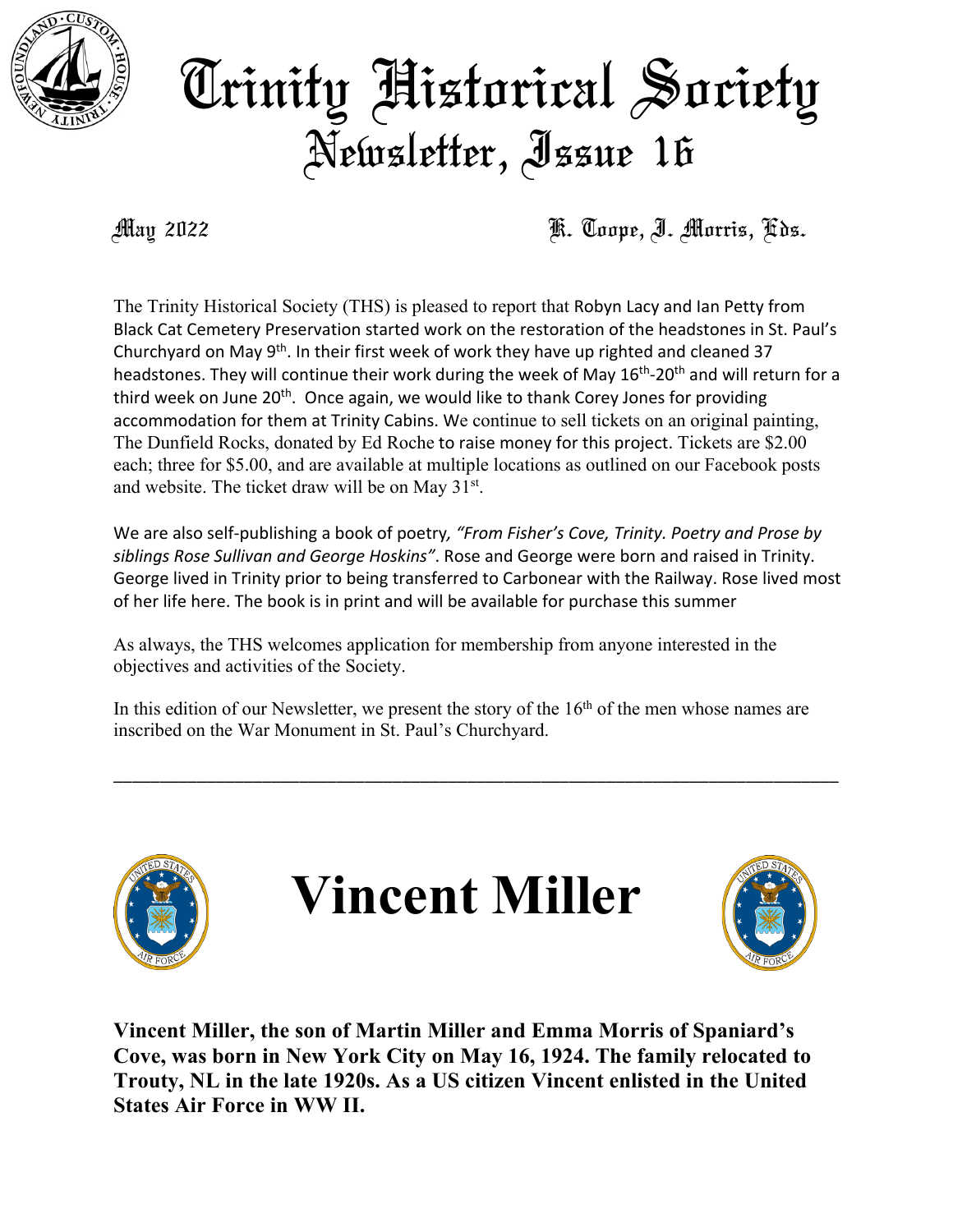# Trinity Historical Society
## Newsletter, Issue 16

May 2022 K. Coope, J. Morris, Eds.

The Trinity Historical Society (THS) is pleased to report that Robyn Lacy and Ian Petty from Black Cat Cemetery Preservation started work on the restoration of the headstones in St. Paul's Churchyard on May 9th. In their first week of work they have up righted and cleaned 37 headstones. They will continue their work during the week of May 16th-20th and will return for a third week on June 20th. Once again, we would like to thank Corey Jones for providing accommodation for them at Trinity Cabins. We continue to sell tickets on an original painting, The Dunfield Rocks, donated by Ed Roche to raise money for this project. Tickets are $2.00 each; three for $5.00, and are available at multiple locations as outlined on our Facebook posts and website. The ticket draw will be on May 31st.

We are also self-publishing a book of poetry, *"From Fisher's Cove, Trinity. Poetry and Prose by siblings Rose Sullivan and George Hoskins"*. Rose and George were born and raised in Trinity. George lived in Trinity prior to being transferred to Carbonear with the Railway. Rose lived most of her life here. The book is in print and will be available for purchase this summer

As always, the THS welcomes application for membership from anyone interested in the objectives and activities of the Society.

In this edition of our Newsletter, we present the story of the 16th of the men whose names are inscribed on the War Monument in St. Paul's Churchyard.

---

# Vincent Miller

**Vincent Miller, the son of Martin Miller and Emma Morris of Spaniard's Cove, was born in New York City on May 16, 1924. The family relocated to Trouty, NL in the late 1920s. As a US citizen Vincent enlisted in the United States Air Force in WW II.**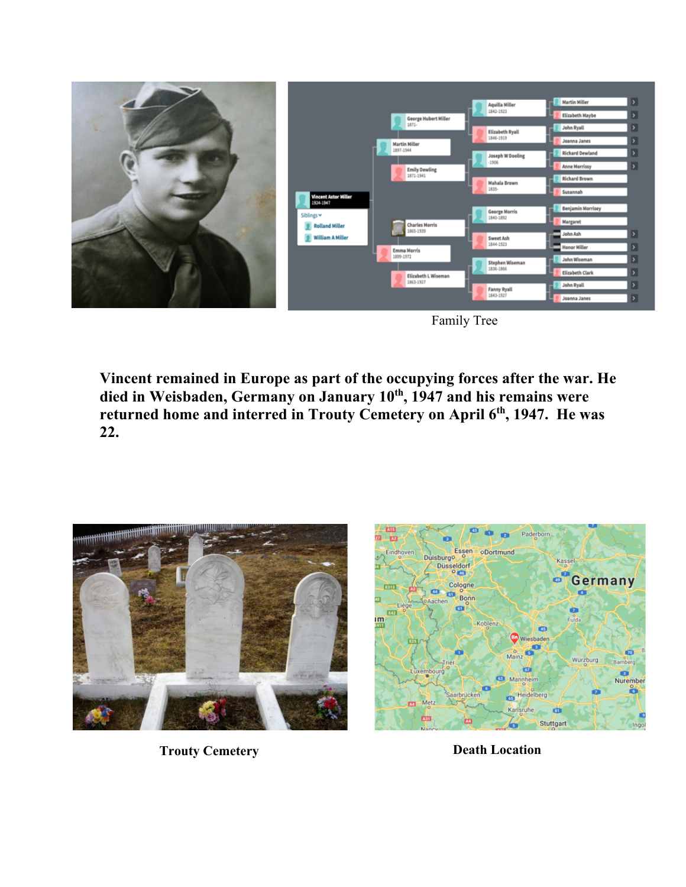Family Tree

**Vincent remained in Europe as part of the occupying forces after the war. He died in Weisbaden, Germany on January 10th, 1947 and his remains were returned home and interred in Trouty Cemetery on April 6th, 1947. He was 22.**

**Trouty Cemetery**

**Death Location**